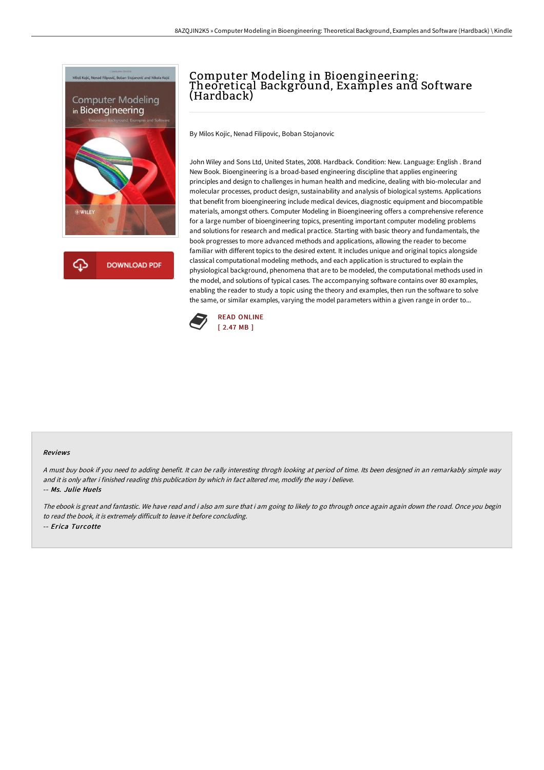# Computer Modeling in Bioengineering: Theoretical Background, Examples and Software (Hardback)

By Milos Kojic, Nenad Filipovic, Boban Stojanovic

John Wiley and Sons Ltd, United States, 2008. Hardback. Condition: New. Language: English . Brand New Book. Bioengineering is a broad-based engineering discipline that applies engineering principles and design to challenges in human health and medicine, dealing with bio-molecular and molecular processes, product design, sustainability and analysis of biological systems. Applications that benefit from bioengineering include medical devices, diagnostic equipment and biocompatible materials, amongst others. Computer Modeling in Bioengineering offers a comprehensive reference for a large number of bioengineering topics, presenting important computer modeling problems and solutions for research and medical practice. Starting with basic theory and fundamentals, the book progresses to more advanced methods and applications, allowing the reader to become familiar with different topics to the desired extent. It includes unique and original topics alongside classical computational modeling methods, and each application is structured to explain the physiological background, phenomena that are to be modeled, the computational methods used in the model, and solutions of typical cases. The accompanying software contains over 80 examples, enabling the reader to study a topic using the theory and examples, then run the software to solve the same, or similar examples, varying the model parameters within a given range in order to...

DOWNLOAD PDF

READ ONLINE
[ 2.47 MB ]

### Reviews

*A must buy book if you need to adding benefit. It can be rally interesting throgh looking at period of time. Its been designed in an remarkably simple way and it is only after i finished reading this publication by which in fact altered me, modify the way i believe.*

-- ***Ms. Julie Huels***

*The ebook is great and fantastic. We have read and i also am sure that i am going to likely to go through once again again down the road. Once you begin to read the book, it is extremely difficult to leave it before concluding.*

-- ***Erica Turcotte***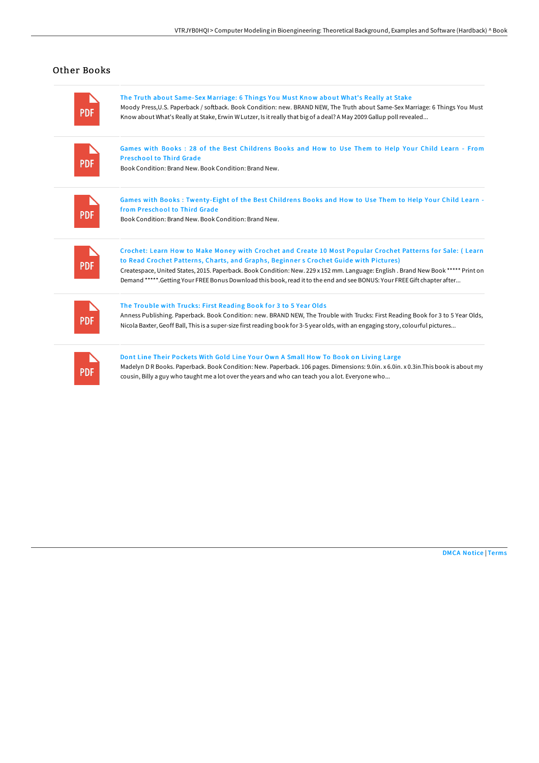## Other Books

**The Truth about Same-Sex Marriage: 6 Things You Must Know about What's Really at Stake**

Moody Press,U.S. Paperback / softback. Book Condition: new. BRAND NEW, The Truth about Same-Sex Marriage: 6 Things You Must Know about What's Really at Stake, Erwin W Lutzer, Is it really that big of a deal? A May 2009 Gallup poll revealed...

**Games with Books : 28 of the Best Childrens Books and How to Use Them to Help Your Child Learn - From Preschool to Third Grade**

Book Condition: Brand New. Book Condition: Brand New.

**Games with Books : Twenty-Eight of the Best Childrens Books and How to Use Them to Help Your Child Learn - from Preschool to Third Grade**

Book Condition: Brand New. Book Condition: Brand New.

**Crochet: Learn How to Make Money with Crochet and Create 10 Most Popular Crochet Patterns for Sale: ( Learn to Read Crochet Patterns, Charts, and Graphs, Beginner s Crochet Guide with Pictures)**

Createspace, United States, 2015. Paperback. Book Condition: New. 229 x 152 mm. Language: English . Brand New Book ***** Print on Demand *****.Getting Your FREE Bonus Download this book, read it to the end and see BONUS: Your FREE Gift chapter after...

**The Trouble with Trucks: First Reading Book for 3 to 5 Year Olds**

Anness Publishing. Paperback. Book Condition: new. BRAND NEW, The Trouble with Trucks: First Reading Book for 3 to 5 Year Olds, Nicola Baxter, Geoff Ball, This is a super-size first reading book for 3-5 year olds, with an engaging story, colourful pictures...

**Dont Line Their Pockets With Gold Line Your Own A Small How To Book on Living Large**

Madelyn D R Books. Paperback. Book Condition: New. Paperback. 106 pages. Dimensions: 9.0in. x 6.0in. x 0.3in.This book is about my cousin, Billy a guy who taught me a lot over the years and who can teach you a lot. Everyone who...

DMCA Notice | Terms